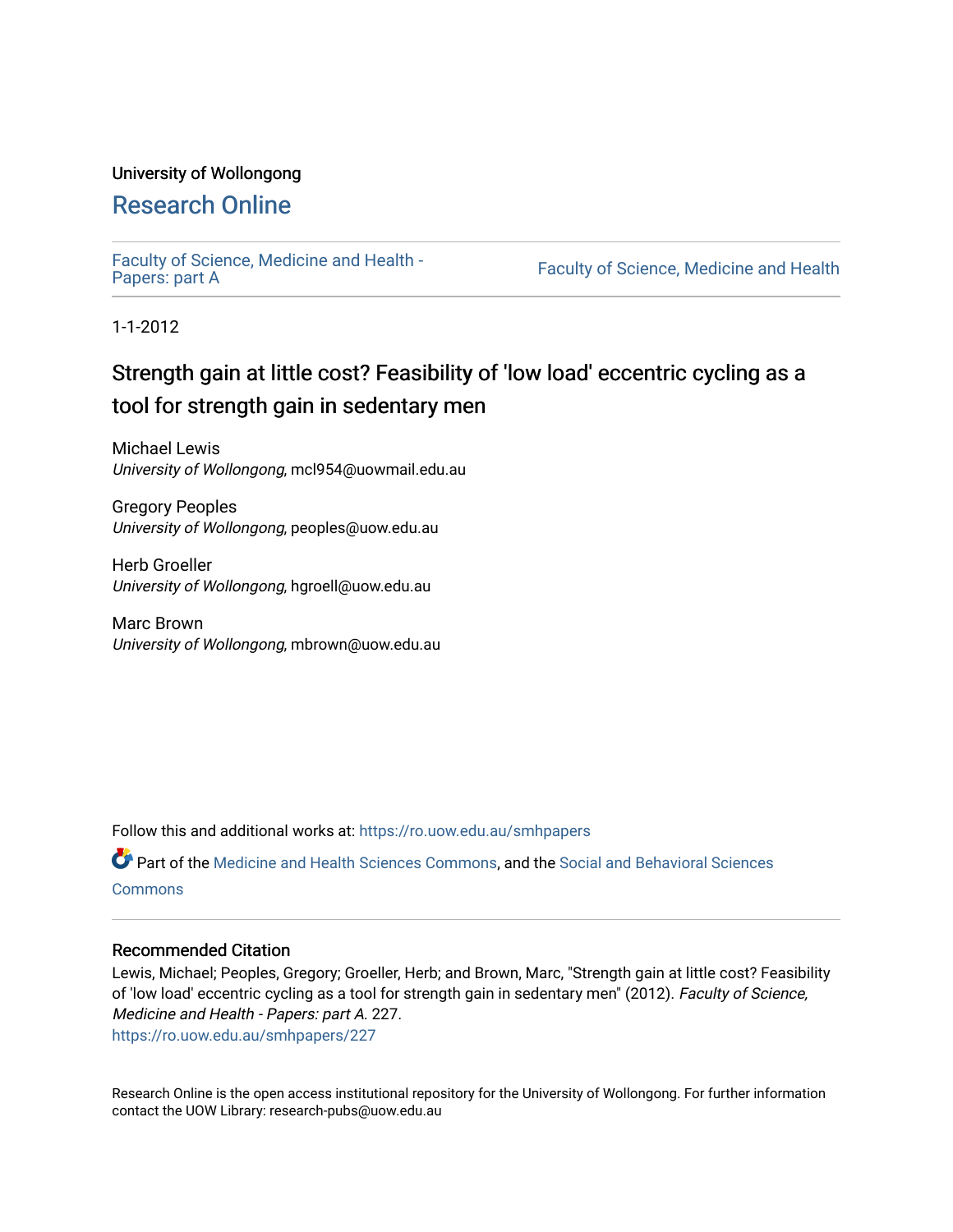University of Wollongong

# Research Online

Faculty of Science, Medicine and Health - Papers: part A

Faculty of Science, Medicine and Health

1-1-2012

## Strength gain at little cost? Feasibility of 'low load' eccentric cycling as a tool for strength gain in sedentary men

Michael Lewis
*University of Wollongong*, mcl954@uowmail.edu.au

Gregory Peoples
*University of Wollongong*, peoples@uow.edu.au

Herb Groeller
*University of Wollongong*, hgroell@uow.edu.au

Marc Brown
*University of Wollongong*, mbrown@uow.edu.au

Follow this and additional works at: https://ro.uow.edu.au/smhpapers

Part of the Medicine and Health Sciences Commons, and the Social and Behavioral Sciences Commons

### Recommended Citation

Lewis, Michael; Peoples, Gregory; Groeller, Herb; and Brown, Marc, "Strength gain at little cost? Feasibility of 'low load' eccentric cycling as a tool for strength gain in sedentary men" (2012). *Faculty of Science, Medicine and Health - Papers: part A*. 227.
https://ro.uow.edu.au/smhpapers/227

Research Online is the open access institutional repository for the University of Wollongong. For further information contact the UOW Library: research-pubs@uow.edu.au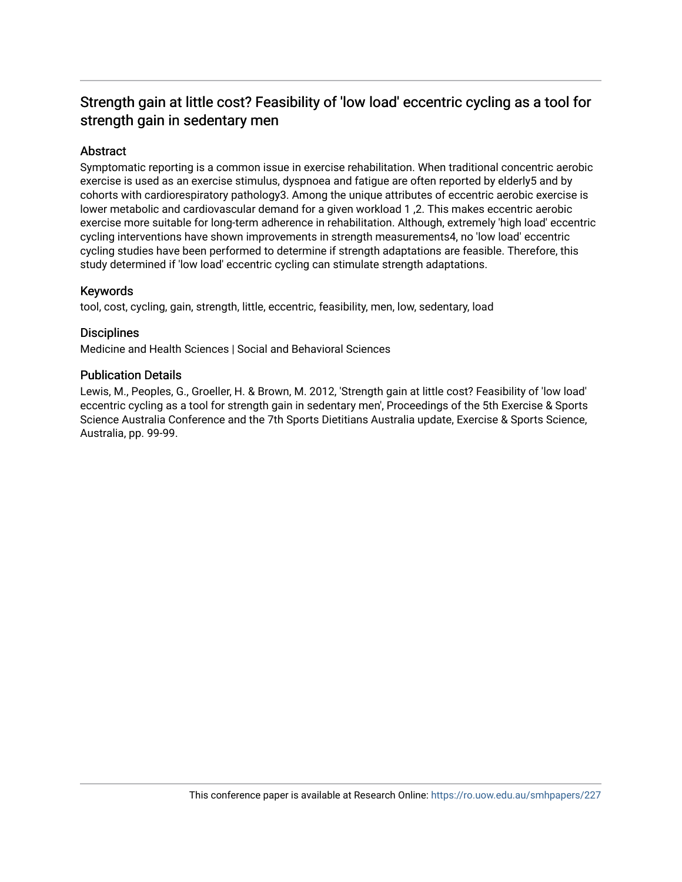# Strength gain at little cost? Feasibility of 'low load' eccentric cycling as a tool for strength gain in sedentary men

## Abstract

Symptomatic reporting is a common issue in exercise rehabilitation. When traditional concentric aerobic exercise is used as an exercise stimulus, dyspnoea and fatigue are often reported by elderly5 and by cohorts with cardiorespiratory pathology3. Among the unique attributes of eccentric aerobic exercise is lower metabolic and cardiovascular demand for a given workload 1 ,2. This makes eccentric aerobic exercise more suitable for long-term adherence in rehabilitation. Although, extremely 'high load' eccentric cycling interventions have shown improvements in strength measurements4, no 'low load' eccentric cycling studies have been performed to determine if strength adaptations are feasible. Therefore, this study determined if 'low load' eccentric cycling can stimulate strength adaptations.

## Keywords

tool, cost, cycling, gain, strength, little, eccentric, feasibility, men, low, sedentary, load

## Disciplines

Medicine and Health Sciences | Social and Behavioral Sciences

## Publication Details

Lewis, M., Peoples, G., Groeller, H. & Brown, M. 2012, 'Strength gain at little cost? Feasibility of 'low load' eccentric cycling as a tool for strength gain in sedentary men', Proceedings of the 5th Exercise & Sports Science Australia Conference and the 7th Sports Dietitians Australia update, Exercise & Sports Science, Australia, pp. 99-99.

This conference paper is available at Research Online: https://ro.uow.edu.au/smhpapers/227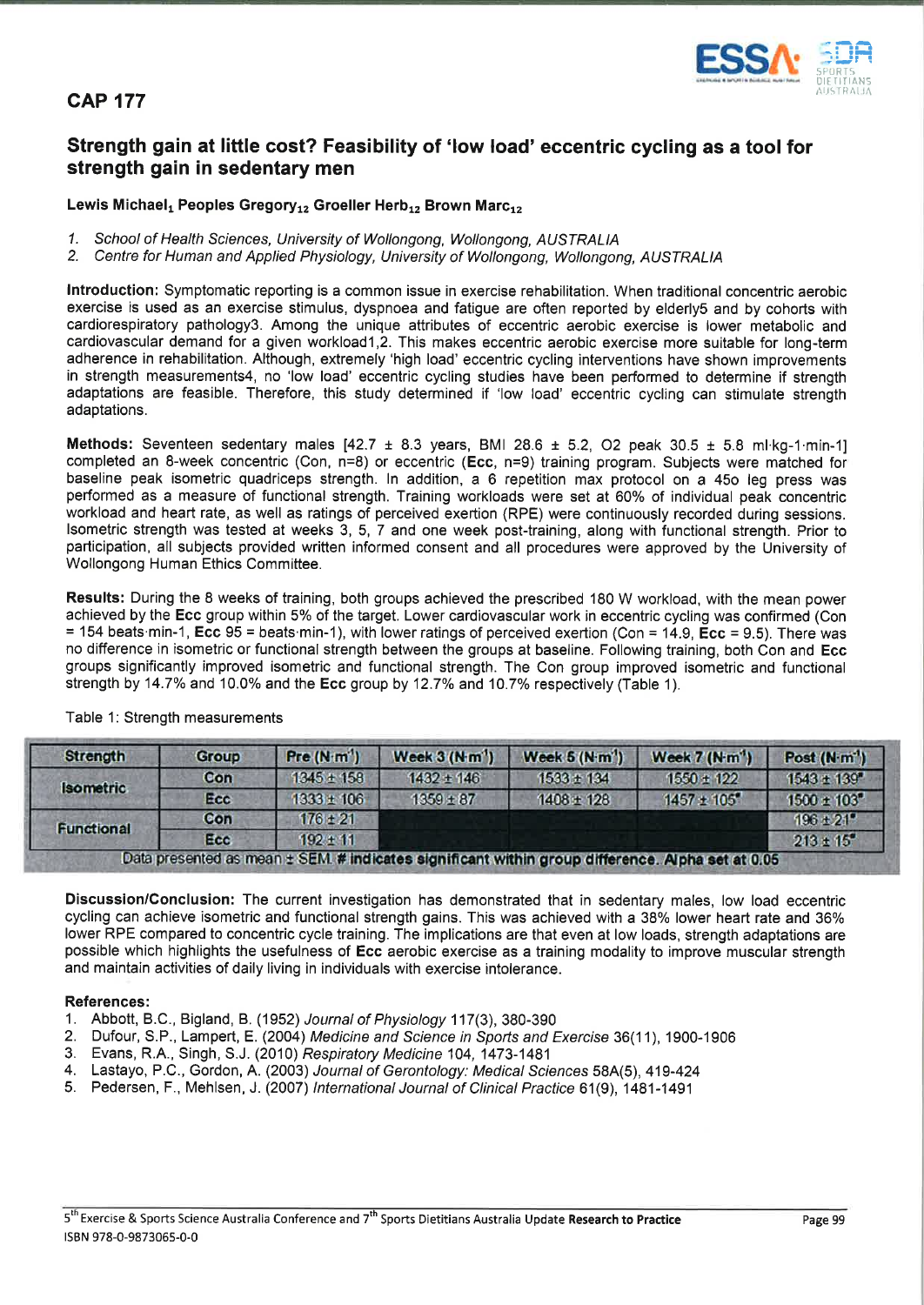## CAP 177

# Strength gain at little cost? Feasibility of 'low load' eccentric cycling as a tool for strength gain in sedentary men

**Lewis Michael[1] Peoples Gregory[1,2] Groeller Herb[1,2] Brown Marc[1,2]**

1. *School of Health Sciences, University of Wollongong, Wollongong, AUSTRALIA*
2. *Centre for Human and Applied Physiology, University of Wollongong, Wollongong, AUSTRALIA*

**Introduction:** Symptomatic reporting is a common issue in exercise rehabilitation. When traditional concentric aerobic exercise is used as an exercise stimulus, dyspnoea and fatigue are often reported by elderly5 and by cohorts with cardiorespiratory pathology3. Among the unique attributes of eccentric aerobic exercise is lower metabolic and cardiovascular demand for a given workload1,2. This makes eccentric aerobic exercise more suitable for long-term adherence in rehabilitation. Although, extremely 'high load' eccentric cycling interventions have shown improvements in strength measurements4, no 'low load' eccentric cycling studies have been performed to determine if strength adaptations are feasible. Therefore, this study determined if 'low load' eccentric cycling can stimulate strength adaptations.

**Methods:** Seventeen sedentary males [42.7 ± 8.3 years, BMI 28.6 ± 5.2, O2 peak 30.5 ± 5.8 ml·kg-1·min-1] completed an 8-week concentric (Con, n=8) or eccentric (**Ecc**, n=9) training program. Subjects were matched for baseline peak isometric quadriceps strength. In addition, a 6 repetition max protocol on a 45o leg press was performed as a measure of functional strength. Training workloads were set at 60% of individual peak concentric workload and heart rate, as well as ratings of perceived exertion (RPE) were continuously recorded during sessions. Isometric strength was tested at weeks 3, 5, 7 and one week post-training, along with functional strength. Prior to participation, all subjects provided written informed consent and all procedures were approved by the University of Wollongong Human Ethics Committee.

**Results:** During the 8 weeks of training, both groups achieved the prescribed 180 W workload, with the mean power achieved by the **Ecc** group within 5% of the target. Lower cardiovascular work in eccentric cycling was confirmed (Con = 154 beats·min-1, **Ecc** 95 = beats·min-1), with lower ratings of perceived exertion (Con = 14.9, **Ecc** = 9.5). There was no difference in isometric or functional strength between the groups at baseline. Following training, both Con and **Ecc** groups significantly improved isometric and functional strength. The Con group improved isometric and functional strength by 14.7% and 10.0% and the **Ecc** group by 12.7% and 10.7% respectively (Table 1).

Table 1: Strength measurements

| Strength | Group | Pre (N·m⁻¹) | Week 3 (N·m⁻¹) | Week 5 (N·m⁻¹) | Week 7 (N·m⁻¹) | Post (N·m⁻¹) |
|---|---|---|---|---|---|---|
| Isometric | Con | 1345 ± 158 | 1432 ± 146 | 1533 ± 134 | 1550 ± 122 | 1543 ± 139# |
| | Ecc | 1333 ± 106 | 1359 ± 87 | 1408 ± 128 | 1457 ± 105# | 1500 ± 103# |
| Functional | Con | 176 ± 21 | | | | 196 ± 21# |
| | Ecc | 192 ± 11 | | | | 213 ± 15# |

Data presented as mean ± SEM. # indicates significant within group difference. Alpha set at 0.05

**Discussion/Conclusion:** The current investigation has demonstrated that in sedentary males, low load eccentric cycling can achieve isometric and functional strength gains. This was achieved with a 38% lower heart rate and 36% lower RPE compared to concentric cycle training. The implications are that even at low loads, strength adaptations are possible which highlights the usefulness of **Ecc** aerobic exercise as a training modality to improve muscular strength and maintain activities of daily living in individuals with exercise intolerance.

### References:

1. Abbott, B.C., Bigland, B. (1952) *Journal of Physiology* 117(3), 380-390
2. Dufour, S.P., Lampert, E. (2004) *Medicine and Science in Sports and Exercise* 36(11), 1900-1906
3. Evans, R.A., Singh, S.J. (2010) *Respiratory Medicine* 104, 1473-1481
4. Lastayo, P.C., Gordon, A. (2003) *Journal of Gerontology: Medical Sciences* 58A(5), 419-424
5. Pedersen, F., Mehlsen, J. (2007) *International Journal of Clinical Practice* 61(9), 1481-1491